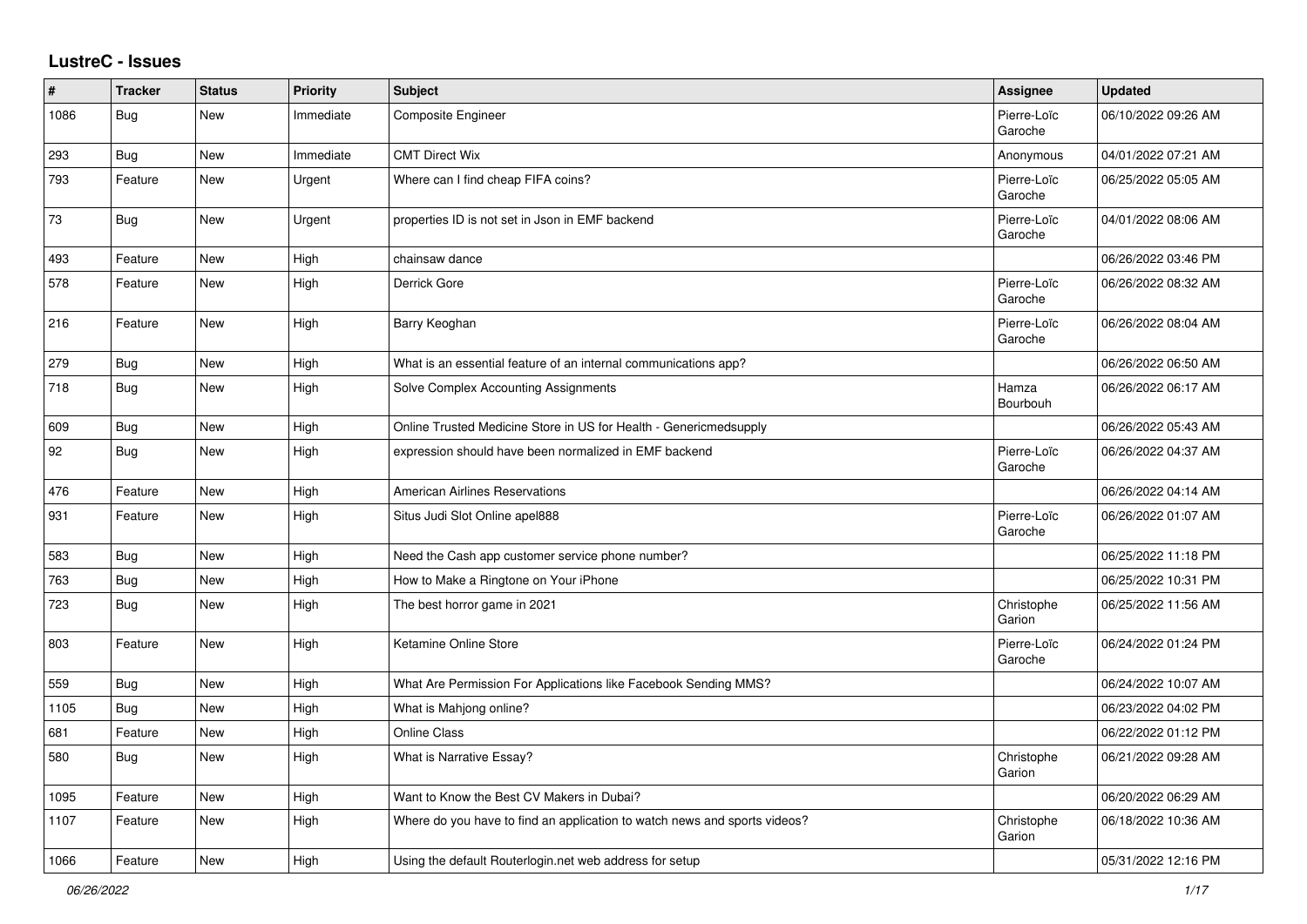## LustreC - Issues

| # | Tracker | Status | Priority | Subject | Assignee | Updated |
|---|---|---|---|---|---|---|
| 1086 | Bug | New | Immediate | Composite Engineer | Pierre-Loïc Garoche | 06/10/2022 09:26 AM |
| 293 | Bug | New | Immediate | CMT Direct Wix | Anonymous | 04/01/2022 07:21 AM |
| 793 | Feature | New | Urgent | Where can I find cheap FIFA coins? | Pierre-Loïc Garoche | 06/25/2022 05:05 AM |
| 73 | Bug | New | Urgent | properties ID is not set in Json in EMF backend | Pierre-Loïc Garoche | 04/01/2022 08:06 AM |
| 493 | Feature | New | High | chainsaw dance | | 06/26/2022 03:46 PM |
| 578 | Feature | New | High | Derrick Gore | Pierre-Loïc Garoche | 06/26/2022 08:32 AM |
| 216 | Feature | New | High | Barry Keoghan | Pierre-Loïc Garoche | 06/26/2022 08:04 AM |
| 279 | Bug | New | High | What is an essential feature of an internal communications app? | | 06/26/2022 06:50 AM |
| 718 | Bug | New | High | Solve Complex Accounting Assignments | Hamza Bourbouh | 06/26/2022 06:17 AM |
| 609 | Bug | New | High | Online Trusted Medicine Store in US for Health - Genericmedsupply | | 06/26/2022 05:43 AM |
| 92 | Bug | New | High | expression should have been normalized in EMF backend | Pierre-Loïc Garoche | 06/26/2022 04:37 AM |
| 476 | Feature | New | High | American Airlines Reservations | | 06/26/2022 04:14 AM |
| 931 | Feature | New | High | Situs Judi Slot Online apel888 | Pierre-Loïc Garoche | 06/26/2022 01:07 AM |
| 583 | Bug | New | High | Need the Cash app customer service phone number? | | 06/25/2022 11:18 PM |
| 763 | Bug | New | High | How to Make a Ringtone on Your iPhone | | 06/25/2022 10:31 PM |
| 723 | Bug | New | High | The best horror game in 2021 | Christophe Garion | 06/25/2022 11:56 AM |
| 803 | Feature | New | High | Ketamine Online Store | Pierre-Loïc Garoche | 06/24/2022 01:24 PM |
| 559 | Bug | New | High | What Are Permission For Applications like Facebook Sending MMS? | | 06/24/2022 10:07 AM |
| 1105 | Bug | New | High | What is Mahjong online? | | 06/23/2022 04:02 PM |
| 681 | Feature | New | High | Online Class | | 06/22/2022 01:12 PM |
| 580 | Bug | New | High | What is Narrative Essay? | Christophe Garion | 06/21/2022 09:28 AM |
| 1095 | Feature | New | High | Want to Know the Best CV Makers in Dubai? | | 06/20/2022 06:29 AM |
| 1107 | Feature | New | High | Where do you have to find an application to watch news and sports videos? | Christophe Garion | 06/18/2022 10:36 AM |
| 1066 | Feature | New | High | Using the default Routerlogin.net web address for setup | | 05/31/2022 12:16 PM |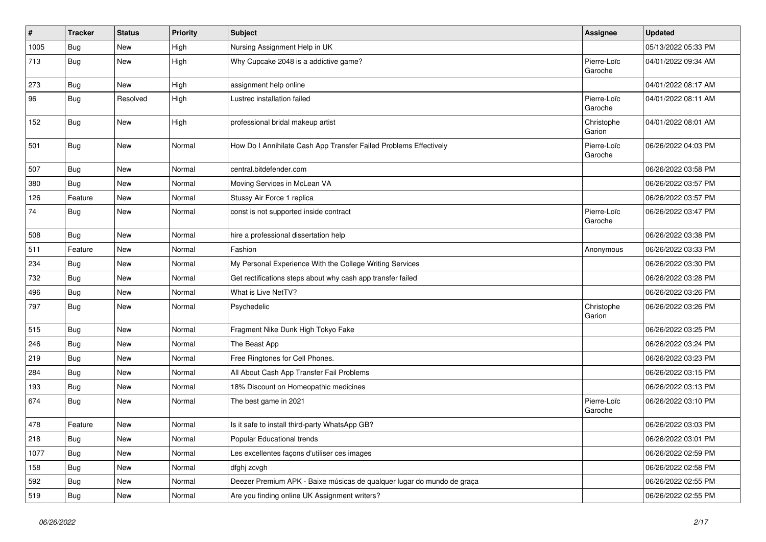| # | Tracker | Status | Priority | Subject | Assignee | Updated |
|---|---|---|---|---|---|---|
| 1005 | Bug | New | High | Nursing Assignment Help in UK | | 05/13/2022 05:33 PM |
| 713 | Bug | New | High | Why Cupcake 2048 is a addictive game? | Pierre-Loïc Garoche | 04/01/2022 09:34 AM |
| 273 | Bug | New | High | assignment help online | | 04/01/2022 08:17 AM |
| 96 | Bug | Resolved | High | Lustrec installation failed | Pierre-Loïc Garoche | 04/01/2022 08:11 AM |
| 152 | Bug | New | High | professional bridal makeup artist | Christophe Garion | 04/01/2022 08:01 AM |
| 501 | Bug | New | Normal | How Do I Annihilate Cash App Transfer Failed Problems Effectively | Pierre-Loïc Garoche | 06/26/2022 04:03 PM |
| 507 | Bug | New | Normal | central.bitdefender.com | | 06/26/2022 03:58 PM |
| 380 | Bug | New | Normal | Moving Services in McLean VA | | 06/26/2022 03:57 PM |
| 126 | Feature | New | Normal | Stussy Air Force 1 replica | | 06/26/2022 03:57 PM |
| 74 | Bug | New | Normal | const is not supported inside contract | Pierre-Loïc Garoche | 06/26/2022 03:47 PM |
| 508 | Bug | New | Normal | hire a professional dissertation help | | 06/26/2022 03:38 PM |
| 511 | Feature | New | Normal | Fashion | Anonymous | 06/26/2022 03:33 PM |
| 234 | Bug | New | Normal | My Personal Experience With the College Writing Services | | 06/26/2022 03:30 PM |
| 732 | Bug | New | Normal | Get rectifications steps about why cash app transfer failed | | 06/26/2022 03:28 PM |
| 496 | Bug | New | Normal | What is Live NetTV? | | 06/26/2022 03:26 PM |
| 797 | Bug | New | Normal | Psychedelic | Christophe Garion | 06/26/2022 03:26 PM |
| 515 | Bug | New | Normal | Fragment Nike Dunk High Tokyo Fake | | 06/26/2022 03:25 PM |
| 246 | Bug | New | Normal | The Beast App | | 06/26/2022 03:24 PM |
| 219 | Bug | New | Normal | Free Ringtones for Cell Phones. | | 06/26/2022 03:23 PM |
| 284 | Bug | New | Normal | All About Cash App Transfer Fail Problems | | 06/26/2022 03:15 PM |
| 193 | Bug | New | Normal | 18% Discount on Homeopathic medicines | | 06/26/2022 03:13 PM |
| 674 | Bug | New | Normal | The best game in 2021 | Pierre-Loïc Garoche | 06/26/2022 03:10 PM |
| 478 | Feature | New | Normal | Is it safe to install third-party WhatsApp GB? | | 06/26/2022 03:03 PM |
| 218 | Bug | New | Normal | Popular Educational trends | | 06/26/2022 03:01 PM |
| 1077 | Bug | New | Normal | Les excellentes façons d'utiliser ces images | | 06/26/2022 02:59 PM |
| 158 | Bug | New | Normal | dfghj zcvgh | | 06/26/2022 02:58 PM |
| 592 | Bug | New | Normal | Deezer Premium APK - Baixe músicas de qualquer lugar do mundo de graça | | 06/26/2022 02:55 PM |
| 519 | Bug | New | Normal | Are you finding online UK Assignment writers? | | 06/26/2022 02:55 PM |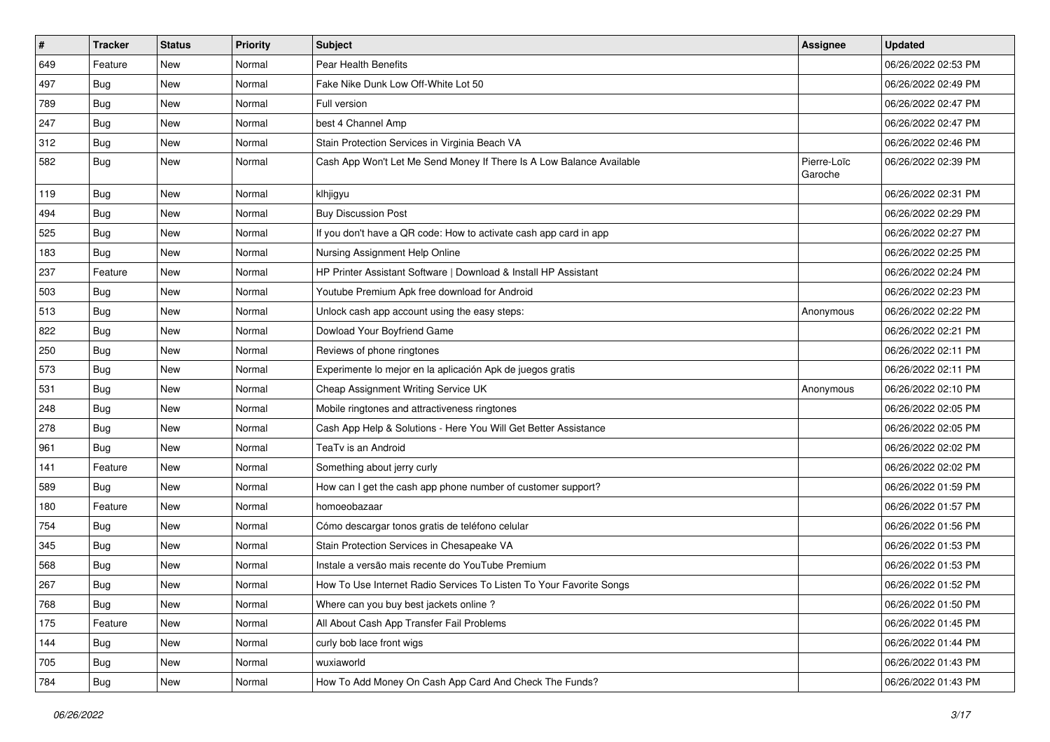| # | Tracker | Status | Priority | Subject | Assignee | Updated |
|---|---|---|---|---|---|---|
| 649 | Feature | New | Normal | Pear Health Benefits | | 06/26/2022 02:53 PM |
| 497 | Bug | New | Normal | Fake Nike Dunk Low Off-White Lot 50 | | 06/26/2022 02:49 PM |
| 789 | Bug | New | Normal | Full version | | 06/26/2022 02:47 PM |
| 247 | Bug | New | Normal | best 4 Channel Amp | | 06/26/2022 02:47 PM |
| 312 | Bug | New | Normal | Stain Protection Services in Virginia Beach VA | | 06/26/2022 02:46 PM |
| 582 | Bug | New | Normal | Cash App Won't Let Me Send Money If There Is A Low Balance Available | Pierre-Loïc Garoche | 06/26/2022 02:39 PM |
| 119 | Bug | New | Normal | klhjigyu | | 06/26/2022 02:31 PM |
| 494 | Bug | New | Normal | Buy Discussion Post | | 06/26/2022 02:29 PM |
| 525 | Bug | New | Normal | If you don't have a QR code: How to activate cash app card in app | | 06/26/2022 02:27 PM |
| 183 | Bug | New | Normal | Nursing Assignment Help Online | | 06/26/2022 02:25 PM |
| 237 | Feature | New | Normal | HP Printer Assistant Software \| Download & Install HP Assistant | | 06/26/2022 02:24 PM |
| 503 | Bug | New | Normal | Youtube Premium Apk free download for Android | | 06/26/2022 02:23 PM |
| 513 | Bug | New | Normal | Unlock cash app account using the easy steps: | Anonymous | 06/26/2022 02:22 PM |
| 822 | Bug | New | Normal | Dowload Your Boyfriend Game | | 06/26/2022 02:21 PM |
| 250 | Bug | New | Normal | Reviews of phone ringtones | | 06/26/2022 02:11 PM |
| 573 | Bug | New | Normal | Experimente lo mejor en la aplicación Apk de juegos gratis | | 06/26/2022 02:11 PM |
| 531 | Bug | New | Normal | Cheap Assignment Writing Service UK | Anonymous | 06/26/2022 02:10 PM |
| 248 | Bug | New | Normal | Mobile ringtones and attractiveness ringtones | | 06/26/2022 02:05 PM |
| 278 | Bug | New | Normal | Cash App Help & Solutions - Here You Will Get Better Assistance | | 06/26/2022 02:05 PM |
| 961 | Bug | New | Normal | TeaTv is an Android | | 06/26/2022 02:02 PM |
| 141 | Feature | New | Normal | Something about jerry curly | | 06/26/2022 02:02 PM |
| 589 | Bug | New | Normal | How can I get the cash app phone number of customer support? | | 06/26/2022 01:59 PM |
| 180 | Feature | New | Normal | homoeobazaar | | 06/26/2022 01:57 PM |
| 754 | Bug | New | Normal | Cómo descargar tonos gratis de teléfono celular | | 06/26/2022 01:56 PM |
| 345 | Bug | New | Normal | Stain Protection Services in Chesapeake VA | | 06/26/2022 01:53 PM |
| 568 | Bug | New | Normal | Instale a versão mais recente do YouTube Premium | | 06/26/2022 01:53 PM |
| 267 | Bug | New | Normal | How To Use Internet Radio Services To Listen To Your Favorite Songs | | 06/26/2022 01:52 PM |
| 768 | Bug | New | Normal | Where can you buy best jackets online ? | | 06/26/2022 01:50 PM |
| 175 | Feature | New | Normal | All About Cash App Transfer Fail Problems | | 06/26/2022 01:45 PM |
| 144 | Bug | New | Normal | curly bob lace front wigs | | 06/26/2022 01:44 PM |
| 705 | Bug | New | Normal | wuxiaworld | | 06/26/2022 01:43 PM |
| 784 | Bug | New | Normal | How To Add Money On Cash App Card And Check The Funds? | | 06/26/2022 01:43 PM |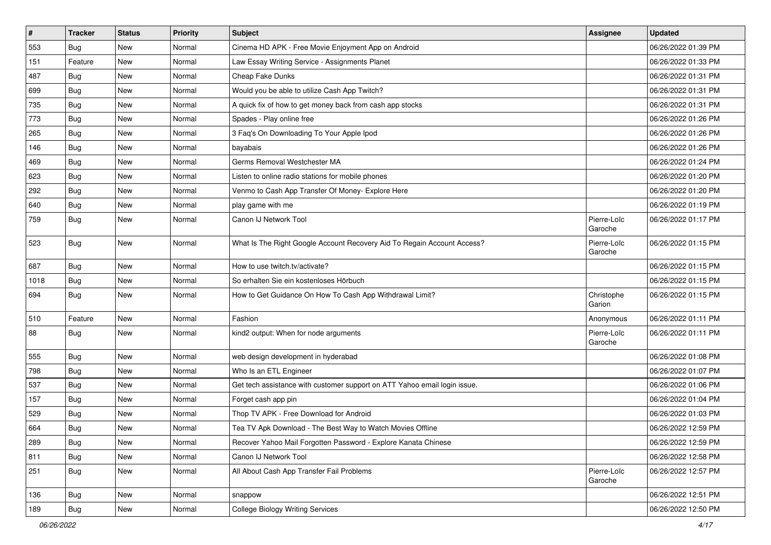| # | Tracker | Status | Priority | Subject | Assignee | Updated |
|---|---|---|---|---|---|---|
| 553 | Bug | New | Normal | Cinema HD APK - Free Movie Enjoyment App on Android | | 06/26/2022 01:39 PM |
| 151 | Feature | New | Normal | Law Essay Writing Service - Assignments Planet | | 06/26/2022 01:33 PM |
| 487 | Bug | New | Normal | Cheap Fake Dunks | | 06/26/2022 01:31 PM |
| 699 | Bug | New | Normal | Would you be able to utilize Cash App Twitch? | | 06/26/2022 01:31 PM |
| 735 | Bug | New | Normal | A quick fix of how to get money back from cash app stocks | | 06/26/2022 01:31 PM |
| 773 | Bug | New | Normal | Spades - Play online free | | 06/26/2022 01:26 PM |
| 265 | Bug | New | Normal | 3 Faq's On Downloading To Your Apple Ipod | | 06/26/2022 01:26 PM |
| 146 | Bug | New | Normal | bayabais | | 06/26/2022 01:26 PM |
| 469 | Bug | New | Normal | Germs Removal Westchester MA | | 06/26/2022 01:24 PM |
| 623 | Bug | New | Normal | Listen to online radio stations for mobile phones | | 06/26/2022 01:20 PM |
| 292 | Bug | New | Normal | Venmo to Cash App Transfer Of Money- Explore Here | | 06/26/2022 01:20 PM |
| 640 | Bug | New | Normal | play game with me | | 06/26/2022 01:19 PM |
| 759 | Bug | New | Normal | Canon IJ Network Tool | Pierre-Loïc Garoche | 06/26/2022 01:17 PM |
| 523 | Bug | New | Normal | What Is The Right Google Account Recovery Aid To Regain Account Access? | Pierre-Loïc Garoche | 06/26/2022 01:15 PM |
| 687 | Bug | New | Normal | How to use twitch.tv/activate? | | 06/26/2022 01:15 PM |
| 1018 | Bug | New | Normal | So erhalten Sie ein kostenloses Hörbuch | | 06/26/2022 01:15 PM |
| 694 | Bug | New | Normal | How to Get Guidance On How To Cash App Withdrawal Limit? | Christophe Garion | 06/26/2022 01:15 PM |
| 510 | Feature | New | Normal | Fashion | Anonymous | 06/26/2022 01:11 PM |
| 88 | Bug | New | Normal | kind2 output: When for node arguments | Pierre-Loïc Garoche | 06/26/2022 01:11 PM |
| 555 | Bug | New | Normal | web design development in hyderabad | | 06/26/2022 01:08 PM |
| 798 | Bug | New | Normal | Who Is an ETL Engineer | | 06/26/2022 01:07 PM |
| 537 | Bug | New | Normal | Get tech assistance with customer support on ATT Yahoo email login issue. | | 06/26/2022 01:06 PM |
| 157 | Bug | New | Normal | Forget cash app pin | | 06/26/2022 01:04 PM |
| 529 | Bug | New | Normal | Thop TV APK - Free Download for Android | | 06/26/2022 01:03 PM |
| 664 | Bug | New | Normal | Tea TV Apk Download - The Best Way to Watch Movies Offline | | 06/26/2022 12:59 PM |
| 289 | Bug | New | Normal | Recover Yahoo Mail Forgotten Password - Explore Kanata Chinese | | 06/26/2022 12:59 PM |
| 811 | Bug | New | Normal | Canon IJ Network Tool | | 06/26/2022 12:58 PM |
| 251 | Bug | New | Normal | All About Cash App Transfer Fail Problems | Pierre-Loïc Garoche | 06/26/2022 12:57 PM |
| 136 | Bug | New | Normal | snappow | | 06/26/2022 12:51 PM |
| 189 | Bug | New | Normal | College Biology Writing Services | | 06/26/2022 12:50 PM |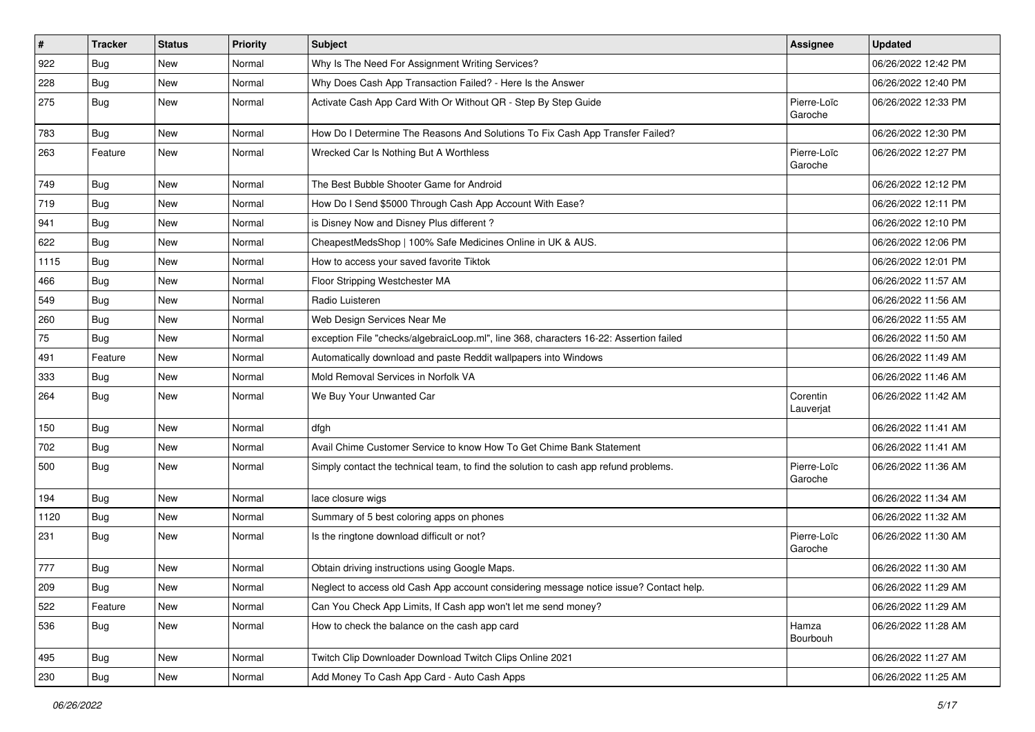| # | Tracker | Status | Priority | Subject | Assignee | Updated |
|---|---|---|---|---|---|---|
| 922 | Bug | New | Normal | Why Is The Need For Assignment Writing Services? | | 06/26/2022 12:42 PM |
| 228 | Bug | New | Normal | Why Does Cash App Transaction Failed? - Here Is the Answer | | 06/26/2022 12:40 PM |
| 275 | Bug | New | Normal | Activate Cash App Card With Or Without QR - Step By Step Guide | Pierre-Loïc Garoche | 06/26/2022 12:33 PM |
| 783 | Bug | New | Normal | How Do I Determine The Reasons And Solutions To Fix Cash App Transfer Failed? | | 06/26/2022 12:30 PM |
| 263 | Feature | New | Normal | Wrecked Car Is Nothing But A Worthless | Pierre-Loïc Garoche | 06/26/2022 12:27 PM |
| 749 | Bug | New | Normal | The Best Bubble Shooter Game for Android | | 06/26/2022 12:12 PM |
| 719 | Bug | New | Normal | How Do I Send $5000 Through Cash App Account With Ease? | | 06/26/2022 12:11 PM |
| 941 | Bug | New | Normal | is Disney Now and Disney Plus different ? | | 06/26/2022 12:10 PM |
| 622 | Bug | New | Normal | CheapestMedsShop \| 100% Safe Medicines Online in UK & AUS. | | 06/26/2022 12:06 PM |
| 1115 | Bug | New | Normal | How to access your saved favorite Tiktok | | 06/26/2022 12:01 PM |
| 466 | Bug | New | Normal | Floor Stripping Westchester MA | | 06/26/2022 11:57 AM |
| 549 | Bug | New | Normal | Radio Luisteren | | 06/26/2022 11:56 AM |
| 260 | Bug | New | Normal | Web Design Services Near Me | | 06/26/2022 11:55 AM |
| 75 | Bug | New | Normal | exception File "checks/algebraicLoop.ml", line 368, characters 16-22: Assertion failed | | 06/26/2022 11:50 AM |
| 491 | Feature | New | Normal | Automatically download and paste Reddit wallpapers into Windows | | 06/26/2022 11:49 AM |
| 333 | Bug | New | Normal | Mold Removal Services in Norfolk VA | | 06/26/2022 11:46 AM |
| 264 | Bug | New | Normal | We Buy Your Unwanted Car | Corentin Lauverjat | 06/26/2022 11:42 AM |
| 150 | Bug | New | Normal | dfgh | | 06/26/2022 11:41 AM |
| 702 | Bug | New | Normal | Avail Chime Customer Service to know How To Get Chime Bank Statement | | 06/26/2022 11:41 AM |
| 500 | Bug | New | Normal | Simply contact the technical team, to find the solution to cash app refund problems. | Pierre-Loïc Garoche | 06/26/2022 11:36 AM |
| 194 | Bug | New | Normal | lace closure wigs | | 06/26/2022 11:34 AM |
| 1120 | Bug | New | Normal | Summary of 5 best coloring apps on phones | | 06/26/2022 11:32 AM |
| 231 | Bug | New | Normal | Is the ringtone download difficult or not? | Pierre-Loïc Garoche | 06/26/2022 11:30 AM |
| 777 | Bug | New | Normal | Obtain driving instructions using Google Maps. | | 06/26/2022 11:30 AM |
| 209 | Bug | New | Normal | Neglect to access old Cash App account considering message notice issue? Contact help. | | 06/26/2022 11:29 AM |
| 522 | Feature | New | Normal | Can You Check App Limits, If Cash app won't let me send money? | | 06/26/2022 11:29 AM |
| 536 | Bug | New | Normal | How to check the balance on the cash app card | Hamza Bourbouh | 06/26/2022 11:28 AM |
| 495 | Bug | New | Normal | Twitch Clip Downloader Download Twitch Clips Online 2021 | | 06/26/2022 11:27 AM |
| 230 | Bug | New | Normal | Add Money To Cash App Card - Auto Cash Apps | | 06/26/2022 11:25 AM |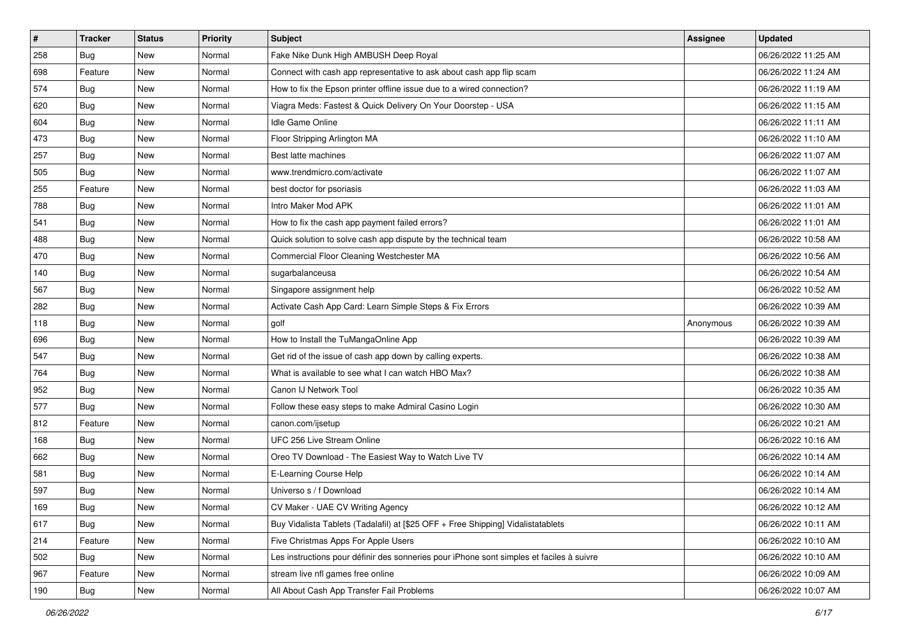| # | Tracker | Status | Priority | Subject | Assignee | Updated |
|---|---|---|---|---|---|---|
| 258 | Bug | New | Normal | Fake Nike Dunk High AMBUSH Deep Royal | | 06/26/2022 11:25 AM |
| 698 | Feature | New | Normal | Connect with cash app representative to ask about cash app flip scam | | 06/26/2022 11:24 AM |
| 574 | Bug | New | Normal | How to fix the Epson printer offline issue due to a wired connection? | | 06/26/2022 11:19 AM |
| 620 | Bug | New | Normal | Viagra Meds: Fastest & Quick Delivery On Your Doorstep - USA | | 06/26/2022 11:15 AM |
| 604 | Bug | New | Normal | Idle Game Online | | 06/26/2022 11:11 AM |
| 473 | Bug | New | Normal | Floor Stripping Arlington MA | | 06/26/2022 11:10 AM |
| 257 | Bug | New | Normal | Best latte machines | | 06/26/2022 11:07 AM |
| 505 | Bug | New | Normal | www.trendmicro.com/activate | | 06/26/2022 11:07 AM |
| 255 | Feature | New | Normal | best doctor for psoriasis | | 06/26/2022 11:03 AM |
| 788 | Bug | New | Normal | Intro Maker Mod APK | | 06/26/2022 11:01 AM |
| 541 | Bug | New | Normal | How to fix the cash app payment failed errors? | | 06/26/2022 11:01 AM |
| 488 | Bug | New | Normal | Quick solution to solve cash app dispute by the technical team | | 06/26/2022 10:58 AM |
| 470 | Bug | New | Normal | Commercial Floor Cleaning Westchester MA | | 06/26/2022 10:56 AM |
| 140 | Bug | New | Normal | sugarbalanceusa | | 06/26/2022 10:54 AM |
| 567 | Bug | New | Normal | Singapore assignment help | | 06/26/2022 10:52 AM |
| 282 | Bug | New | Normal | Activate Cash App Card: Learn Simple Steps & Fix Errors | | 06/26/2022 10:39 AM |
| 118 | Bug | New | Normal | golf | Anonymous | 06/26/2022 10:39 AM |
| 696 | Bug | New | Normal | How to Install the TuMangaOnline App | | 06/26/2022 10:39 AM |
| 547 | Bug | New | Normal | Get rid of the issue of cash app down by calling experts. | | 06/26/2022 10:38 AM |
| 764 | Bug | New | Normal | What is available to see what I can watch HBO Max? | | 06/26/2022 10:38 AM |
| 952 | Bug | New | Normal | Canon IJ Network Tool | | 06/26/2022 10:35 AM |
| 577 | Bug | New | Normal | Follow these easy steps to make Admiral Casino Login | | 06/26/2022 10:30 AM |
| 812 | Feature | New | Normal | canon.com/ijsetup | | 06/26/2022 10:21 AM |
| 168 | Bug | New | Normal | UFC 256 Live Stream Online | | 06/26/2022 10:16 AM |
| 662 | Bug | New | Normal | Oreo TV Download - The Easiest Way to Watch Live TV | | 06/26/2022 10:14 AM |
| 581 | Bug | New | Normal | E-Learning Course Help | | 06/26/2022 10:14 AM |
| 597 | Bug | New | Normal | Universo s / f Download | | 06/26/2022 10:14 AM |
| 169 | Bug | New | Normal | CV Maker - UAE CV Writing Agency | | 06/26/2022 10:12 AM |
| 617 | Bug | New | Normal | Buy Vidalista Tablets (Tadalafil) at [$25 OFF + Free Shipping] Vidalistatablets | | 06/26/2022 10:11 AM |
| 214 | Feature | New | Normal | Five Christmas Apps For Apple Users | | 06/26/2022 10:10 AM |
| 502 | Bug | New | Normal | Les instructions pour définir des sonneries pour iPhone sont simples et faciles à suivre | | 06/26/2022 10:10 AM |
| 967 | Feature | New | Normal | stream live nfl games free online | | 06/26/2022 10:09 AM |
| 190 | Bug | New | Normal | All About Cash App Transfer Fail Problems | | 06/26/2022 10:07 AM |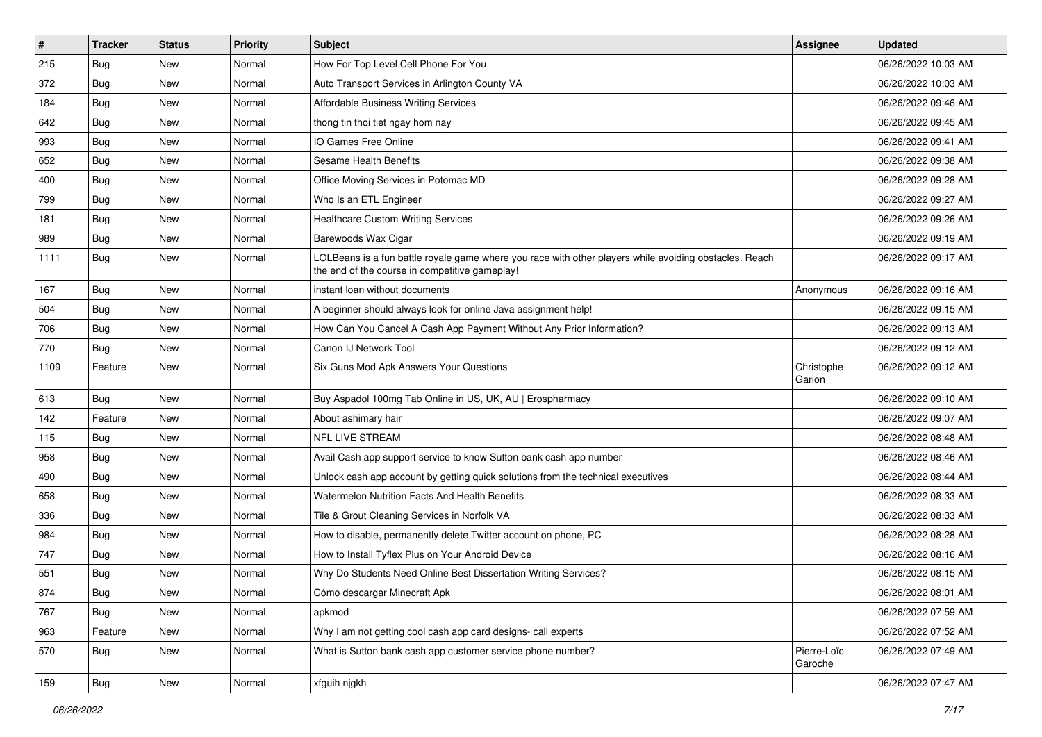| # | Tracker | Status | Priority | Subject | Assignee | Updated |
|---|---|---|---|---|---|---|
| 215 | Bug | New | Normal | How For Top Level Cell Phone For You | | 06/26/2022 10:03 AM |
| 372 | Bug | New | Normal | Auto Transport Services in Arlington County VA | | 06/26/2022 10:03 AM |
| 184 | Bug | New | Normal | Affordable Business Writing Services | | 06/26/2022 09:46 AM |
| 642 | Bug | New | Normal | thong tin thoi tiet ngay hom nay | | 06/26/2022 09:45 AM |
| 993 | Bug | New | Normal | IO Games Free Online | | 06/26/2022 09:41 AM |
| 652 | Bug | New | Normal | Sesame Health Benefits | | 06/26/2022 09:38 AM |
| 400 | Bug | New | Normal | Office Moving Services in Potomac MD | | 06/26/2022 09:28 AM |
| 799 | Bug | New | Normal | Who Is an ETL Engineer | | 06/26/2022 09:27 AM |
| 181 | Bug | New | Normal | Healthcare Custom Writing Services | | 06/26/2022 09:26 AM |
| 989 | Bug | New | Normal | Barewoods Wax Cigar | | 06/26/2022 09:19 AM |
| 1111 | Bug | New | Normal | LOLBeans is a fun battle royale game where you race with other players while avoiding obstacles. Reach the end of the course in competitive gameplay! | | 06/26/2022 09:17 AM |
| 167 | Bug | New | Normal | instant loan without documents | Anonymous | 06/26/2022 09:16 AM |
| 504 | Bug | New | Normal | A beginner should always look for online Java assignment help! | | 06/26/2022 09:15 AM |
| 706 | Bug | New | Normal | How Can You Cancel A Cash App Payment Without Any Prior Information? | | 06/26/2022 09:13 AM |
| 770 | Bug | New | Normal | Canon IJ Network Tool | | 06/26/2022 09:12 AM |
| 1109 | Feature | New | Normal | Six Guns Mod Apk Answers Your Questions | Christophe Garion | 06/26/2022 09:12 AM |
| 613 | Bug | New | Normal | Buy Aspadol 100mg Tab Online in US, UK, AU \| Erospharmacy | | 06/26/2022 09:10 AM |
| 142 | Feature | New | Normal | About ashimary hair | | 06/26/2022 09:07 AM |
| 115 | Bug | New | Normal | NFL LIVE STREAM | | 06/26/2022 08:48 AM |
| 958 | Bug | New | Normal | Avail Cash app support service to know Sutton bank cash app number | | 06/26/2022 08:46 AM |
| 490 | Bug | New | Normal | Unlock cash app account by getting quick solutions from the technical executives | | 06/26/2022 08:44 AM |
| 658 | Bug | New | Normal | Watermelon Nutrition Facts And Health Benefits | | 06/26/2022 08:33 AM |
| 336 | Bug | New | Normal | Tile & Grout Cleaning Services in Norfolk VA | | 06/26/2022 08:33 AM |
| 984 | Bug | New | Normal | How to disable, permanently delete Twitter account on phone, PC | | 06/26/2022 08:28 AM |
| 747 | Bug | New | Normal | How to Install Tyflex Plus on Your Android Device | | 06/26/2022 08:16 AM |
| 551 | Bug | New | Normal | Why Do Students Need Online Best Dissertation Writing Services? | | 06/26/2022 08:15 AM |
| 874 | Bug | New | Normal | Cómo descargar Minecraft Apk | | 06/26/2022 08:01 AM |
| 767 | Bug | New | Normal | apkmod | | 06/26/2022 07:59 AM |
| 963 | Feature | New | Normal | Why I am not getting cool cash app card designs- call experts | | 06/26/2022 07:52 AM |
| 570 | Bug | New | Normal | What is Sutton bank cash app customer service phone number? | Pierre-Loïc Garoche | 06/26/2022 07:49 AM |
| 159 | Bug | New | Normal | xfguih njgkh | | 06/26/2022 07:47 AM |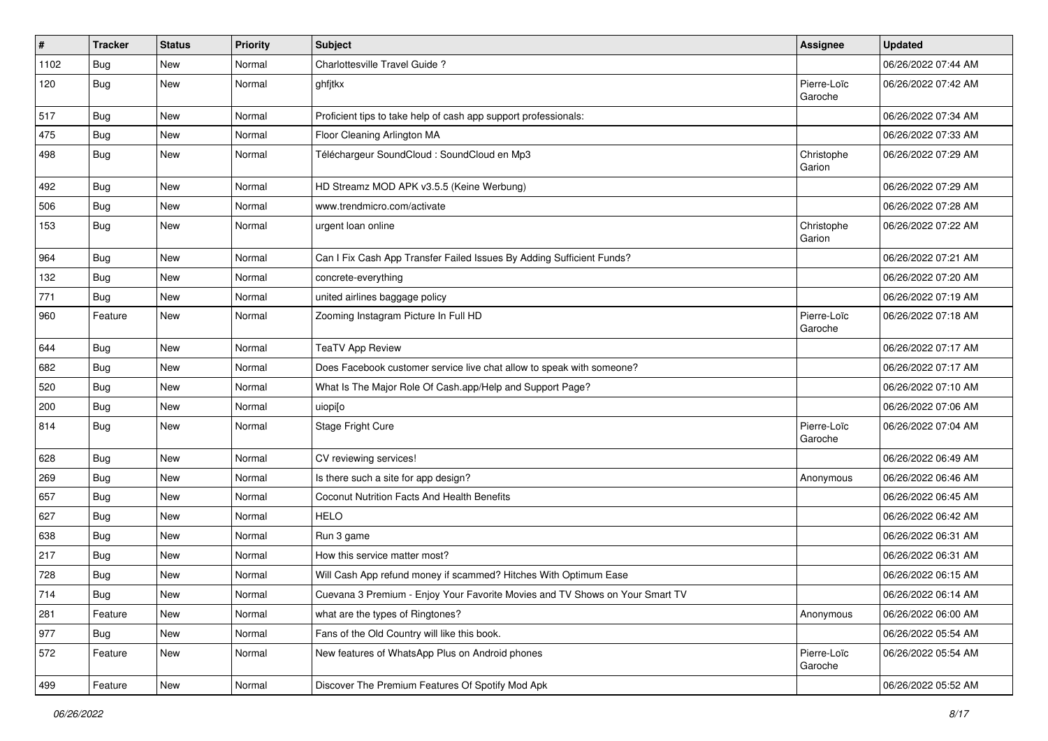| # | Tracker | Status | Priority | Subject | Assignee | Updated |
|---|---|---|---|---|---|---|
| 1102 | Bug | New | Normal | Charlottesville Travel Guide ? | | 06/26/2022 07:44 AM |
| 120 | Bug | New | Normal | ghfjtkx | Pierre-Loïc Garoche | 06/26/2022 07:42 AM |
| 517 | Bug | New | Normal | Proficient tips to take help of cash app support professionals: | | 06/26/2022 07:34 AM |
| 475 | Bug | New | Normal | Floor Cleaning Arlington MA | | 06/26/2022 07:33 AM |
| 498 | Bug | New | Normal | Téléchargeur SoundCloud : SoundCloud en Mp3 | Christophe Garion | 06/26/2022 07:29 AM |
| 492 | Bug | New | Normal | HD Streamz MOD APK v3.5.5 (Keine Werbung) | | 06/26/2022 07:29 AM |
| 506 | Bug | New | Normal | www.trendmicro.com/activate | | 06/26/2022 07:28 AM |
| 153 | Bug | New | Normal | urgent loan online | Christophe Garion | 06/26/2022 07:22 AM |
| 964 | Bug | New | Normal | Can I Fix Cash App Transfer Failed Issues By Adding Sufficient Funds? | | 06/26/2022 07:21 AM |
| 132 | Bug | New | Normal | concrete-everything | | 06/26/2022 07:20 AM |
| 771 | Bug | New | Normal | united airlines baggage policy | | 06/26/2022 07:19 AM |
| 960 | Feature | New | Normal | Zooming Instagram Picture In Full HD | Pierre-Loïc Garoche | 06/26/2022 07:18 AM |
| 644 | Bug | New | Normal | TeaTV App Review | | 06/26/2022 07:17 AM |
| 682 | Bug | New | Normal | Does Facebook customer service live chat allow to speak with someone? | | 06/26/2022 07:17 AM |
| 520 | Bug | New | Normal | What Is The Major Role Of Cash.app/Help and Support Page? | | 06/26/2022 07:10 AM |
| 200 | Bug | New | Normal | uiopi[o | | 06/26/2022 07:06 AM |
| 814 | Bug | New | Normal | Stage Fright Cure | Pierre-Loïc Garoche | 06/26/2022 07:04 AM |
| 628 | Bug | New | Normal | CV reviewing services! | | 06/26/2022 06:49 AM |
| 269 | Bug | New | Normal | Is there such a site for app design? | Anonymous | 06/26/2022 06:46 AM |
| 657 | Bug | New | Normal | Coconut Nutrition Facts And Health Benefits | | 06/26/2022 06:45 AM |
| 627 | Bug | New | Normal | HELO | | 06/26/2022 06:42 AM |
| 638 | Bug | New | Normal | Run 3 game | | 06/26/2022 06:31 AM |
| 217 | Bug | New | Normal | How this service matter most? | | 06/26/2022 06:31 AM |
| 728 | Bug | New | Normal | Will Cash App refund money if scammed? Hitches With Optimum Ease | | 06/26/2022 06:15 AM |
| 714 | Bug | New | Normal | Cuevana 3 Premium - Enjoy Your Favorite Movies and TV Shows on Your Smart TV | | 06/26/2022 06:14 AM |
| 281 | Feature | New | Normal | what are the types of Ringtones? | Anonymous | 06/26/2022 06:00 AM |
| 977 | Bug | New | Normal | Fans of the Old Country will like this book. | | 06/26/2022 05:54 AM |
| 572 | Feature | New | Normal | New features of WhatsApp Plus on Android phones | Pierre-Loïc Garoche | 06/26/2022 05:54 AM |
| 499 | Feature | New | Normal | Discover The Premium Features Of Spotify Mod Apk | | 06/26/2022 05:52 AM |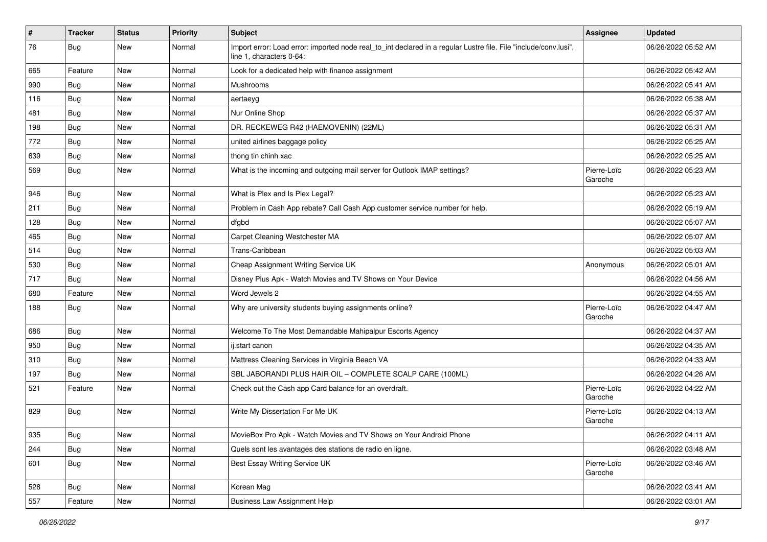| # | Tracker | Status | Priority | Subject | Assignee | Updated |
|---|---|---|---|---|---|---|
| 76 | Bug | New | Normal | Import error: Load error: imported node real_to_int declared in a regular Lustre file. File "include/conv.lusi", line 1, characters 0-64: | | 06/26/2022 05:52 AM |
| 665 | Feature | New | Normal | Look for a dedicated help with finance assignment | | 06/26/2022 05:42 AM |
| 990 | Bug | New | Normal | Mushrooms | | 06/26/2022 05:41 AM |
| 116 | Bug | New | Normal | aertaeyg | | 06/26/2022 05:38 AM |
| 481 | Bug | New | Normal | Nur Online Shop | | 06/26/2022 05:37 AM |
| 198 | Bug | New | Normal | DR. RECKEWEG R42 (HAEMOVENIN) (22ML) | | 06/26/2022 05:31 AM |
| 772 | Bug | New | Normal | united airlines baggage policy | | 06/26/2022 05:25 AM |
| 639 | Bug | New | Normal | thong tin chinh xac | | 06/26/2022 05:25 AM |
| 569 | Bug | New | Normal | What is the incoming and outgoing mail server for Outlook IMAP settings? | Pierre-Loïc Garoche | 06/26/2022 05:23 AM |
| 946 | Bug | New | Normal | What is Plex and Is Plex Legal? | | 06/26/2022 05:23 AM |
| 211 | Bug | New | Normal | Problem in Cash App rebate? Call Cash App customer service number for help. | | 06/26/2022 05:19 AM |
| 128 | Bug | New | Normal | dfgbd | | 06/26/2022 05:07 AM |
| 465 | Bug | New | Normal | Carpet Cleaning Westchester MA | | 06/26/2022 05:07 AM |
| 514 | Bug | New | Normal | Trans-Caribbean | | 06/26/2022 05:03 AM |
| 530 | Bug | New | Normal | Cheap Assignment Writing Service UK | Anonymous | 06/26/2022 05:01 AM |
| 717 | Bug | New | Normal | Disney Plus Apk - Watch Movies and TV Shows on Your Device | | 06/26/2022 04:56 AM |
| 680 | Feature | New | Normal | Word Jewels 2 | | 06/26/2022 04:55 AM |
| 188 | Bug | New | Normal | Why are university students buying assignments online? | Pierre-Loïc Garoche | 06/26/2022 04:47 AM |
| 686 | Bug | New | Normal | Welcome To The Most Demandable Mahipalpur Escorts Agency | | 06/26/2022 04:37 AM |
| 950 | Bug | New | Normal | ij.start canon | | 06/26/2022 04:35 AM |
| 310 | Bug | New | Normal | Mattress Cleaning Services in Virginia Beach VA | | 06/26/2022 04:33 AM |
| 197 | Bug | New | Normal | SBL JABORANDI PLUS HAIR OIL – COMPLETE SCALP CARE (100ML) | | 06/26/2022 04:26 AM |
| 521 | Feature | New | Normal | Check out the Cash app Card balance for an overdraft. | Pierre-Loïc Garoche | 06/26/2022 04:22 AM |
| 829 | Bug | New | Normal | Write My Dissertation For Me UK | Pierre-Loïc Garoche | 06/26/2022 04:13 AM |
| 935 | Bug | New | Normal | MovieBox Pro Apk - Watch Movies and TV Shows on Your Android Phone | | 06/26/2022 04:11 AM |
| 244 | Bug | New | Normal | Quels sont les avantages des stations de radio en ligne. | | 06/26/2022 03:48 AM |
| 601 | Bug | New | Normal | Best Essay Writing Service UK | Pierre-Loïc Garoche | 06/26/2022 03:46 AM |
| 528 | Bug | New | Normal | Korean Mag | | 06/26/2022 03:41 AM |
| 557 | Feature | New | Normal | Business Law Assignment Help | | 06/26/2022 03:01 AM |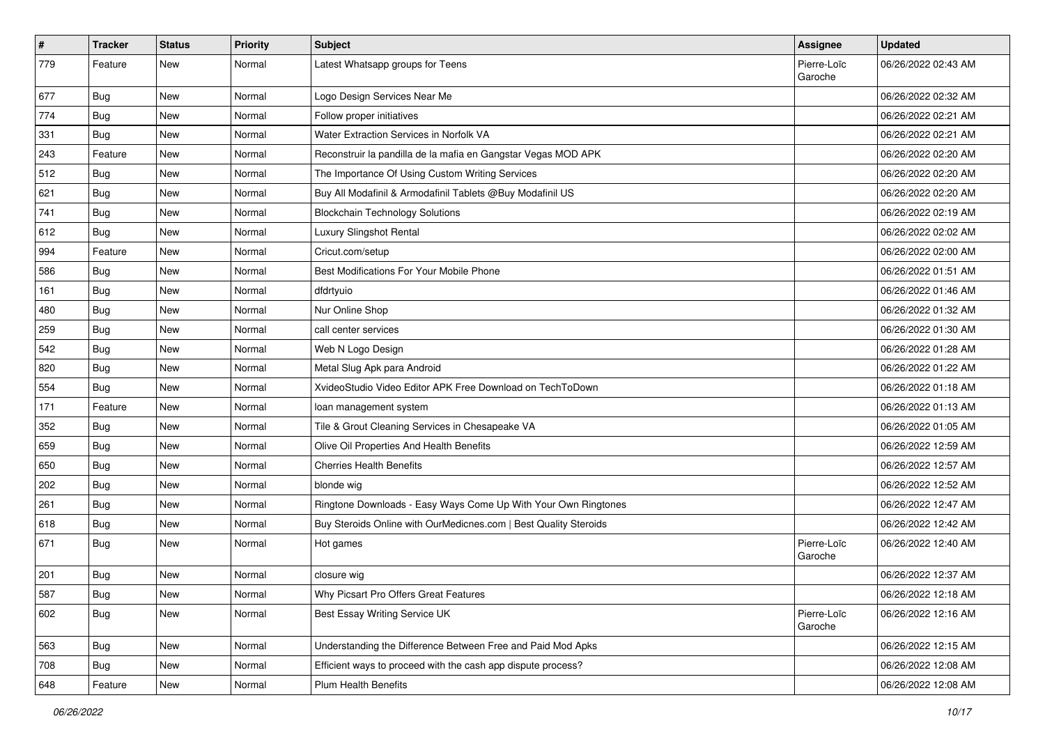| # | Tracker | Status | Priority | Subject | Assignee | Updated |
|---|---|---|---|---|---|---|
| 779 | Feature | New | Normal | Latest Whatsapp groups for Teens | Pierre-Loïc Garoche | 06/26/2022 02:43 AM |
| 677 | Bug | New | Normal | Logo Design Services Near Me | | 06/26/2022 02:32 AM |
| 774 | Bug | New | Normal | Follow proper initiatives | | 06/26/2022 02:21 AM |
| 331 | Bug | New | Normal | Water Extraction Services in Norfolk VA | | 06/26/2022 02:21 AM |
| 243 | Feature | New | Normal | Reconstruir la pandilla de la mafia en Gangstar Vegas MOD APK | | 06/26/2022 02:20 AM |
| 512 | Bug | New | Normal | The Importance Of Using Custom Writing Services | | 06/26/2022 02:20 AM |
| 621 | Bug | New | Normal | Buy All Modafinil & Armodafinil Tablets @Buy Modafinil US | | 06/26/2022 02:20 AM |
| 741 | Bug | New | Normal | Blockchain Technology Solutions | | 06/26/2022 02:19 AM |
| 612 | Bug | New | Normal | Luxury Slingshot Rental | | 06/26/2022 02:02 AM |
| 994 | Feature | New | Normal | Cricut.com/setup | | 06/26/2022 02:00 AM |
| 586 | Bug | New | Normal | Best Modifications For Your Mobile Phone | | 06/26/2022 01:51 AM |
| 161 | Bug | New | Normal | dfdrtyuio | | 06/26/2022 01:46 AM |
| 480 | Bug | New | Normal | Nur Online Shop | | 06/26/2022 01:32 AM |
| 259 | Bug | New | Normal | call center services | | 06/26/2022 01:30 AM |
| 542 | Bug | New | Normal | Web N Logo Design | | 06/26/2022 01:28 AM |
| 820 | Bug | New | Normal | Metal Slug Apk para Android | | 06/26/2022 01:22 AM |
| 554 | Bug | New | Normal | XvideoStudio Video Editor APK Free Download on TechToDown | | 06/26/2022 01:18 AM |
| 171 | Feature | New | Normal | loan management system | | 06/26/2022 01:13 AM |
| 352 | Bug | New | Normal | Tile & Grout Cleaning Services in Chesapeake VA | | 06/26/2022 01:05 AM |
| 659 | Bug | New | Normal | Olive Oil Properties And Health Benefits | | 06/26/2022 12:59 AM |
| 650 | Bug | New | Normal | Cherries Health Benefits | | 06/26/2022 12:57 AM |
| 202 | Bug | New | Normal | blonde wig | | 06/26/2022 12:52 AM |
| 261 | Bug | New | Normal | Ringtone Downloads - Easy Ways Come Up With Your Own Ringtones | | 06/26/2022 12:47 AM |
| 618 | Bug | New | Normal | Buy Steroids Online with OurMedicnes.com \| Best Quality Steroids | | 06/26/2022 12:42 AM |
| 671 | Bug | New | Normal | Hot games | Pierre-Loïc Garoche | 06/26/2022 12:40 AM |
| 201 | Bug | New | Normal | closure wig | | 06/26/2022 12:37 AM |
| 587 | Bug | New | Normal | Why Picsart Pro Offers Great Features | | 06/26/2022 12:18 AM |
| 602 | Bug | New | Normal | Best Essay Writing Service UK | Pierre-Loïc Garoche | 06/26/2022 12:16 AM |
| 563 | Bug | New | Normal | Understanding the Difference Between Free and Paid Mod Apks | | 06/26/2022 12:15 AM |
| 708 | Bug | New | Normal | Efficient ways to proceed with the cash app dispute process? | | 06/26/2022 12:08 AM |
| 648 | Feature | New | Normal | Plum Health Benefits | | 06/26/2022 12:08 AM |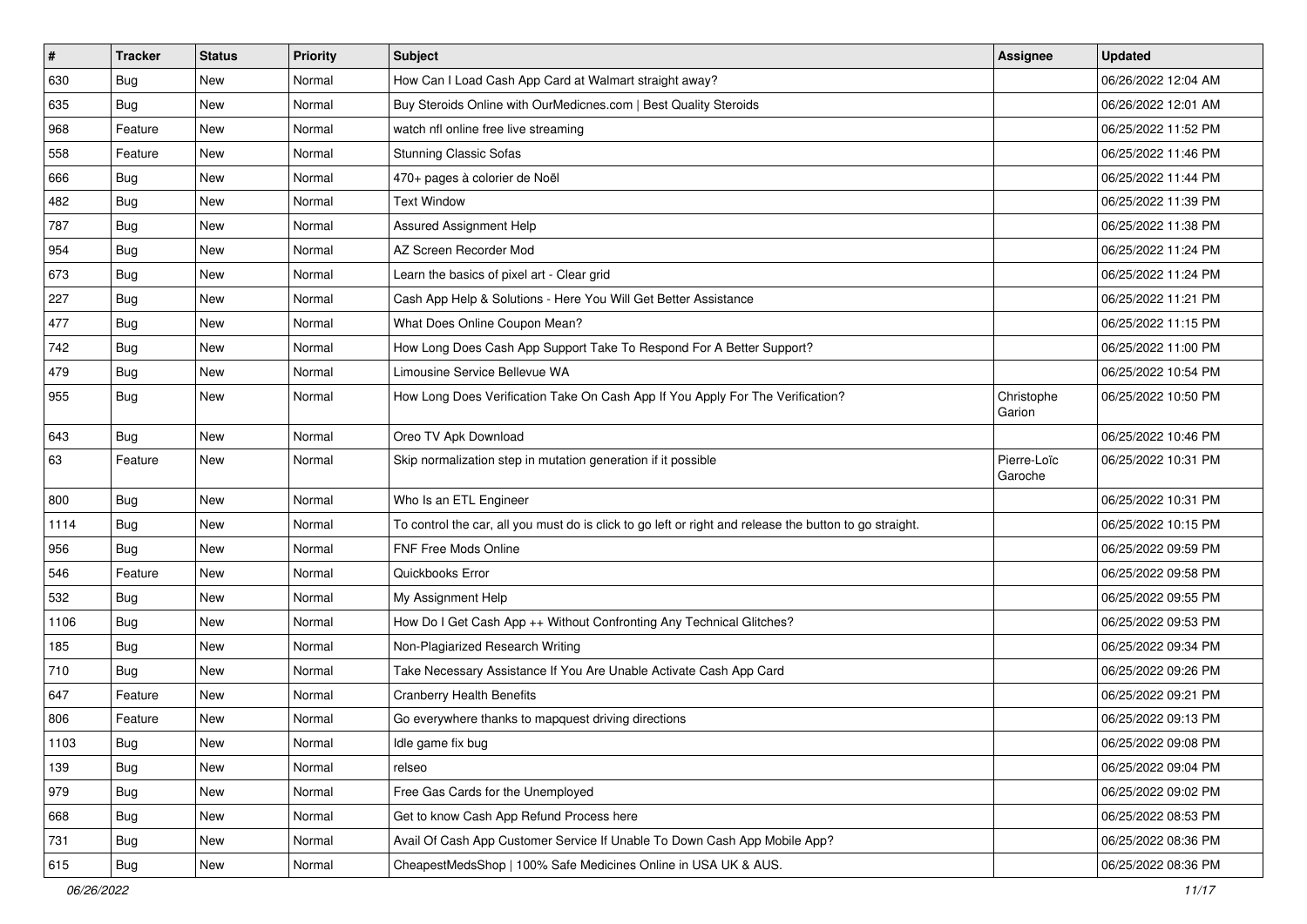| # | Tracker | Status | Priority | Subject | Assignee | Updated |
|---|---|---|---|---|---|---|
| 630 | Bug | New | Normal | How Can I Load Cash App Card at Walmart straight away? | | 06/26/2022 12:04 AM |
| 635 | Bug | New | Normal | Buy Steroids Online with OurMedicnes.com \| Best Quality Steroids | | 06/26/2022 12:01 AM |
| 968 | Feature | New | Normal | watch nfl online free live streaming | | 06/25/2022 11:52 PM |
| 558 | Feature | New | Normal | Stunning Classic Sofas | | 06/25/2022 11:46 PM |
| 666 | Bug | New | Normal | 470+ pages à colorier de Noël | | 06/25/2022 11:44 PM |
| 482 | Bug | New | Normal | Text Window | | 06/25/2022 11:39 PM |
| 787 | Bug | New | Normal | Assured Assignment Help | | 06/25/2022 11:38 PM |
| 954 | Bug | New | Normal | AZ Screen Recorder Mod | | 06/25/2022 11:24 PM |
| 673 | Bug | New | Normal | Learn the basics of pixel art - Clear grid | | 06/25/2022 11:24 PM |
| 227 | Bug | New | Normal | Cash App Help & Solutions - Here You Will Get Better Assistance | | 06/25/2022 11:21 PM |
| 477 | Bug | New | Normal | What Does Online Coupon Mean? | | 06/25/2022 11:15 PM |
| 742 | Bug | New | Normal | How Long Does Cash App Support Take To Respond For A Better Support? | | 06/25/2022 11:00 PM |
| 479 | Bug | New | Normal | Limousine Service Bellevue WA | | 06/25/2022 10:54 PM |
| 955 | Bug | New | Normal | How Long Does Verification Take On Cash App If You Apply For The Verification? | Christophe Garion | 06/25/2022 10:50 PM |
| 643 | Bug | New | Normal | Oreo TV Apk Download | | 06/25/2022 10:46 PM |
| 63 | Feature | New | Normal | Skip normalization step in mutation generation if it possible | Pierre-Loïc Garoche | 06/25/2022 10:31 PM |
| 800 | Bug | New | Normal | Who Is an ETL Engineer | | 06/25/2022 10:31 PM |
| 1114 | Bug | New | Normal | To control the car, all you must do is click to go left or right and release the button to go straight. | | 06/25/2022 10:15 PM |
| 956 | Bug | New | Normal | FNF Free Mods Online | | 06/25/2022 09:59 PM |
| 546 | Feature | New | Normal | Quickbooks Error | | 06/25/2022 09:58 PM |
| 532 | Bug | New | Normal | My Assignment Help | | 06/25/2022 09:55 PM |
| 1106 | Bug | New | Normal | How Do I Get Cash App ++ Without Confronting Any Technical Glitches? | | 06/25/2022 09:53 PM |
| 185 | Bug | New | Normal | Non-Plagiarized Research Writing | | 06/25/2022 09:34 PM |
| 710 | Bug | New | Normal | Take Necessary Assistance If You Are Unable Activate Cash App Card | | 06/25/2022 09:26 PM |
| 647 | Feature | New | Normal | Cranberry Health Benefits | | 06/25/2022 09:21 PM |
| 806 | Feature | New | Normal | Go everywhere thanks to mapquest driving directions | | 06/25/2022 09:13 PM |
| 1103 | Bug | New | Normal | Idle game fix bug | | 06/25/2022 09:08 PM |
| 139 | Bug | New | Normal | relseo | | 06/25/2022 09:04 PM |
| 979 | Bug | New | Normal | Free Gas Cards for the Unemployed | | 06/25/2022 09:02 PM |
| 668 | Bug | New | Normal | Get to know Cash App Refund Process here | | 06/25/2022 08:53 PM |
| 731 | Bug | New | Normal | Avail Of Cash App Customer Service If Unable To Down Cash App Mobile App? | | 06/25/2022 08:36 PM |
| 615 | Bug | New | Normal | CheapestMedsShop \| 100% Safe Medicines Online in USA UK & AUS. | | 06/25/2022 08:36 PM |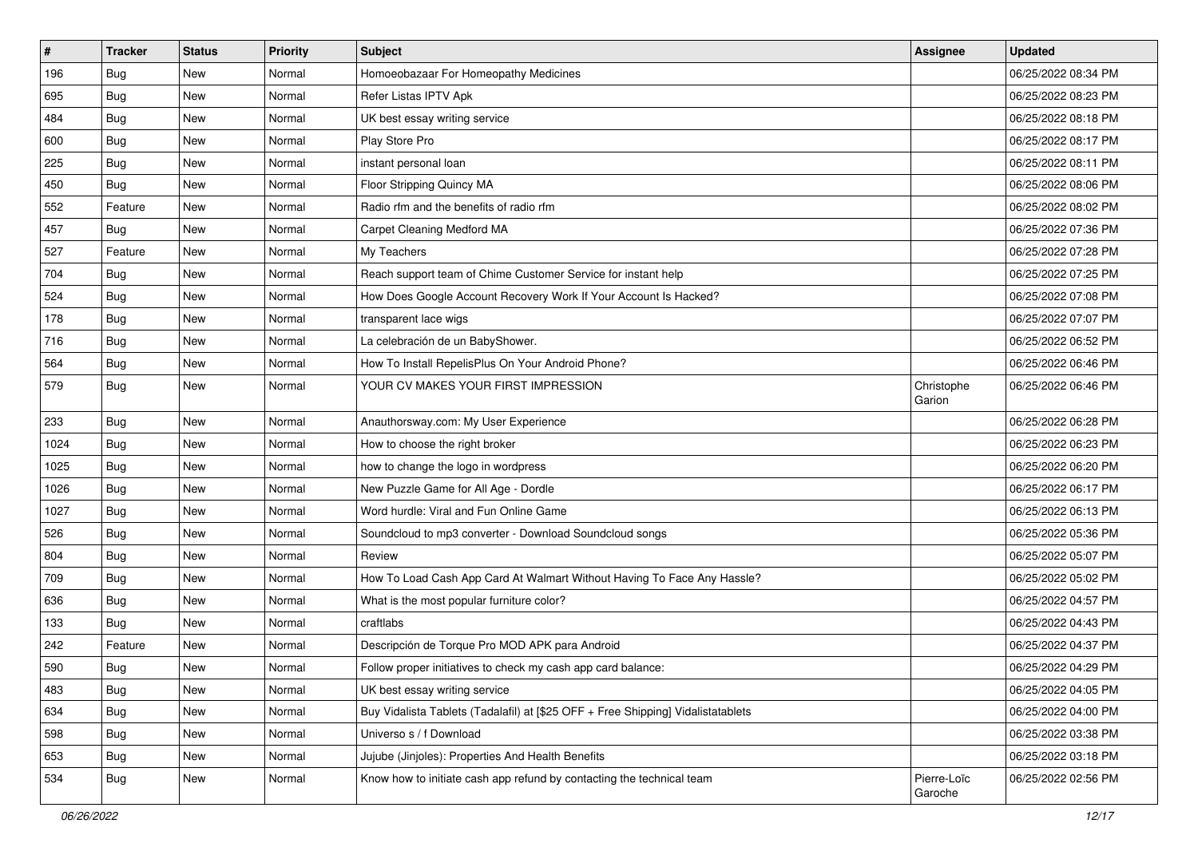| # | Tracker | Status | Priority | Subject | Assignee | Updated |
|---|---|---|---|---|---|---|
| 196 | Bug | New | Normal | Homoeobazaar For Homeopathy Medicines | | 06/25/2022 08:34 PM |
| 695 | Bug | New | Normal | Refer Listas IPTV Apk | | 06/25/2022 08:23 PM |
| 484 | Bug | New | Normal | UK best essay writing service | | 06/25/2022 08:18 PM |
| 600 | Bug | New | Normal | Play Store Pro | | 06/25/2022 08:17 PM |
| 225 | Bug | New | Normal | instant personal loan | | 06/25/2022 08:11 PM |
| 450 | Bug | New | Normal | Floor Stripping Quincy MA | | 06/25/2022 08:06 PM |
| 552 | Feature | New | Normal | Radio rfm and the benefits of radio rfm | | 06/25/2022 08:02 PM |
| 457 | Bug | New | Normal | Carpet Cleaning Medford MA | | 06/25/2022 07:36 PM |
| 527 | Feature | New | Normal | My Teachers | | 06/25/2022 07:28 PM |
| 704 | Bug | New | Normal | Reach support team of Chime Customer Service for instant help | | 06/25/2022 07:25 PM |
| 524 | Bug | New | Normal | How Does Google Account Recovery Work If Your Account Is Hacked? | | 06/25/2022 07:08 PM |
| 178 | Bug | New | Normal | transparent lace wigs | | 06/25/2022 07:07 PM |
| 716 | Bug | New | Normal | La celebración de un BabyShower. | | 06/25/2022 06:52 PM |
| 564 | Bug | New | Normal | How To Install RepelisPlus On Your Android Phone? | | 06/25/2022 06:46 PM |
| 579 | Bug | New | Normal | YOUR CV MAKES YOUR FIRST IMPRESSION | Christophe Garion | 06/25/2022 06:46 PM |
| 233 | Bug | New | Normal | Anauthorsway.com: My User Experience | | 06/25/2022 06:28 PM |
| 1024 | Bug | New | Normal | How to choose the right broker | | 06/25/2022 06:23 PM |
| 1025 | Bug | New | Normal | how to change the logo in wordpress | | 06/25/2022 06:20 PM |
| 1026 | Bug | New | Normal | New Puzzle Game for All Age - Dordle | | 06/25/2022 06:17 PM |
| 1027 | Bug | New | Normal | Word hurdle: Viral and Fun Online Game | | 06/25/2022 06:13 PM |
| 526 | Bug | New | Normal | Soundcloud to mp3 converter - Download Soundcloud songs | | 06/25/2022 05:36 PM |
| 804 | Bug | New | Normal | Review | | 06/25/2022 05:07 PM |
| 709 | Bug | New | Normal | How To Load Cash App Card At Walmart Without Having To Face Any Hassle? | | 06/25/2022 05:02 PM |
| 636 | Bug | New | Normal | What is the most popular furniture color? | | 06/25/2022 04:57 PM |
| 133 | Bug | New | Normal | craftlabs | | 06/25/2022 04:43 PM |
| 242 | Feature | New | Normal | Descripción de Torque Pro MOD APK para Android | | 06/25/2022 04:37 PM |
| 590 | Bug | New | Normal | Follow proper initiatives to check my cash app card balance: | | 06/25/2022 04:29 PM |
| 483 | Bug | New | Normal | UK best essay writing service | | 06/25/2022 04:05 PM |
| 634 | Bug | New | Normal | Buy Vidalista Tablets (Tadalafil) at [$25 OFF + Free Shipping] Vidalistatablets | | 06/25/2022 04:00 PM |
| 598 | Bug | New | Normal | Universo s / f Download | | 06/25/2022 03:38 PM |
| 653 | Bug | New | Normal | Jujube (Jinjoles): Properties And Health Benefits | | 06/25/2022 03:18 PM |
| 534 | Bug | New | Normal | Know how to initiate cash app refund by contacting the technical team | Pierre-Loïc Garoche | 06/25/2022 02:56 PM |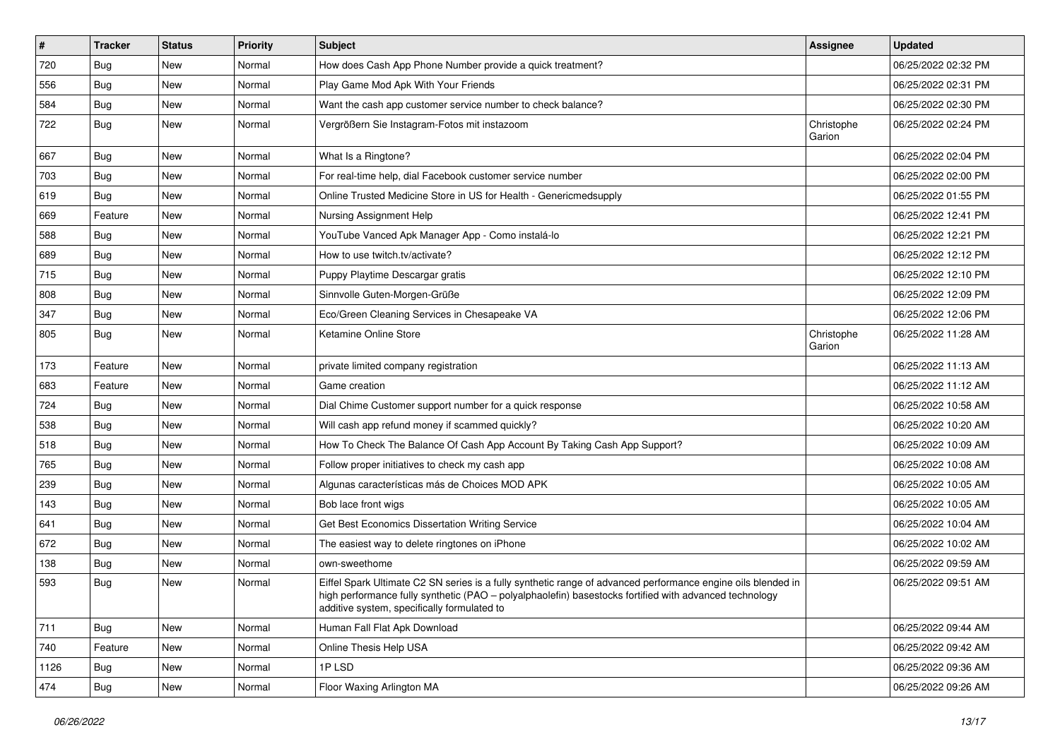| # | Tracker | Status | Priority | Subject | Assignee | Updated |
|---|---|---|---|---|---|---|
| 720 | Bug | New | Normal | How does Cash App Phone Number provide a quick treatment? | | 06/25/2022 02:32 PM |
| 556 | Bug | New | Normal | Play Game Mod Apk With Your Friends | | 06/25/2022 02:31 PM |
| 584 | Bug | New | Normal | Want the cash app customer service number to check balance? | | 06/25/2022 02:30 PM |
| 722 | Bug | New | Normal | Vergrößern Sie Instagram-Fotos mit instazoom | Christophe Garion | 06/25/2022 02:24 PM |
| 667 | Bug | New | Normal | What Is a Ringtone? | | 06/25/2022 02:04 PM |
| 703 | Bug | New | Normal | For real-time help, dial Facebook customer service number | | 06/25/2022 02:00 PM |
| 619 | Bug | New | Normal | Online Trusted Medicine Store in US for Health - Genericmedsupply | | 06/25/2022 01:55 PM |
| 669 | Feature | New | Normal | Nursing Assignment Help | | 06/25/2022 12:41 PM |
| 588 | Bug | New | Normal | YouTube Vanced Apk Manager App - Como instalá-lo | | 06/25/2022 12:21 PM |
| 689 | Bug | New | Normal | How to use twitch.tv/activate? | | 06/25/2022 12:12 PM |
| 715 | Bug | New | Normal | Puppy Playtime Descargar gratis | | 06/25/2022 12:10 PM |
| 808 | Bug | New | Normal | Sinnvolle Guten-Morgen-Grüße | | 06/25/2022 12:09 PM |
| 347 | Bug | New | Normal | Eco/Green Cleaning Services in Chesapeake VA | | 06/25/2022 12:06 PM |
| 805 | Bug | New | Normal | Ketamine Online Store | Christophe Garion | 06/25/2022 11:28 AM |
| 173 | Feature | New | Normal | private limited company registration | | 06/25/2022 11:13 AM |
| 683 | Feature | New | Normal | Game creation | | 06/25/2022 11:12 AM |
| 724 | Bug | New | Normal | Dial Chime Customer support number for a quick response | | 06/25/2022 10:58 AM |
| 538 | Bug | New | Normal | Will cash app refund money if scammed quickly? | | 06/25/2022 10:20 AM |
| 518 | Bug | New | Normal | How To Check The Balance Of Cash App Account By Taking Cash App Support? | | 06/25/2022 10:09 AM |
| 765 | Bug | New | Normal | Follow proper initiatives to check my cash app | | 06/25/2022 10:08 AM |
| 239 | Bug | New | Normal | Algunas características más de Choices MOD APK | | 06/25/2022 10:05 AM |
| 143 | Bug | New | Normal | Bob lace front wigs | | 06/25/2022 10:05 AM |
| 641 | Bug | New | Normal | Get Best Economics Dissertation Writing Service | | 06/25/2022 10:04 AM |
| 672 | Bug | New | Normal | The easiest way to delete ringtones on iPhone | | 06/25/2022 10:02 AM |
| 138 | Bug | New | Normal | own-sweethome | | 06/25/2022 09:59 AM |
| 593 | Bug | New | Normal | Eiffel Spark Ultimate C2 SN series is a fully synthetic range of advanced performance engine oils blended in high performance fully synthetic (PAO – polyalphaolefin) basestocks fortified with advanced technology additive system, specifically formulated to | | 06/25/2022 09:51 AM |
| 711 | Bug | New | Normal | Human Fall Flat Apk Download | | 06/25/2022 09:44 AM |
| 740 | Feature | New | Normal | Online Thesis Help USA | | 06/25/2022 09:42 AM |
| 1126 | Bug | New | Normal | 1P LSD | | 06/25/2022 09:36 AM |
| 474 | Bug | New | Normal | Floor Waxing Arlington MA | | 06/25/2022 09:26 AM |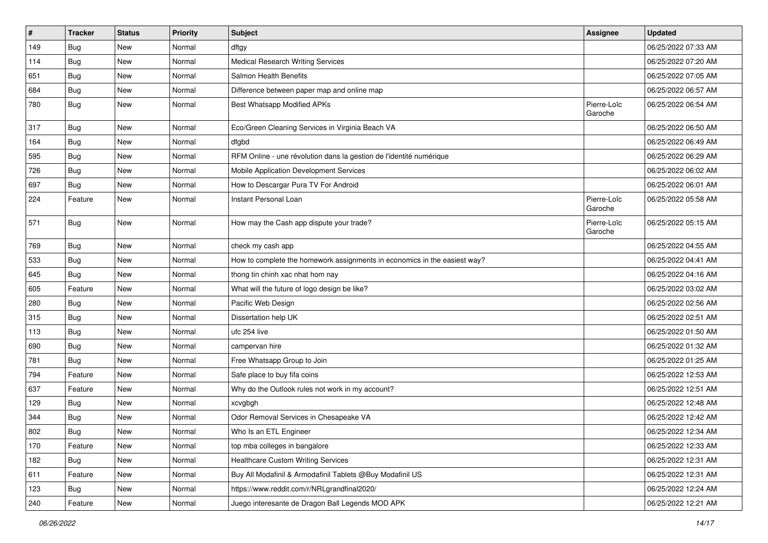| # | Tracker | Status | Priority | Subject | Assignee | Updated |
|---|---|---|---|---|---|---|
| 149 | Bug | New | Normal | dftgy | | 06/25/2022 07:33 AM |
| 114 | Bug | New | Normal | Medical Research Writing Services | | 06/25/2022 07:20 AM |
| 651 | Bug | New | Normal | Salmon Health Benefits | | 06/25/2022 07:05 AM |
| 684 | Bug | New | Normal | Difference between paper map and online map | | 06/25/2022 06:57 AM |
| 780 | Bug | New | Normal | Best Whatsapp Modified APKs | Pierre-Loïc Garoche | 06/25/2022 06:54 AM |
| 317 | Bug | New | Normal | Eco/Green Cleaning Services in Virginia Beach VA | | 06/25/2022 06:50 AM |
| 164 | Bug | New | Normal | dfgbd | | 06/25/2022 06:49 AM |
| 595 | Bug | New | Normal | RFM Online - une révolution dans la gestion de l'identité numérique | | 06/25/2022 06:29 AM |
| 726 | Bug | New | Normal | Mobile Application Development Services | | 06/25/2022 06:02 AM |
| 697 | Bug | New | Normal | How to Descargar Pura TV For Android | | 06/25/2022 06:01 AM |
| 224 | Feature | New | Normal | Instant Personal Loan | Pierre-Loïc Garoche | 06/25/2022 05:58 AM |
| 571 | Bug | New | Normal | How may the Cash app dispute your trade? | Pierre-Loïc Garoche | 06/25/2022 05:15 AM |
| 769 | Bug | New | Normal | check my cash app | | 06/25/2022 04:55 AM |
| 533 | Bug | New | Normal | How to complete the homework assignments in economics in the easiest way? | | 06/25/2022 04:41 AM |
| 645 | Bug | New | Normal | thong tin chinh xac nhat hom nay | | 06/25/2022 04:16 AM |
| 605 | Feature | New | Normal | What will the future of logo design be like? | | 06/25/2022 03:02 AM |
| 280 | Bug | New | Normal | Pacific Web Design | | 06/25/2022 02:56 AM |
| 315 | Bug | New | Normal | Dissertation help UK | | 06/25/2022 02:51 AM |
| 113 | Bug | New | Normal | ufc 254 live | | 06/25/2022 01:50 AM |
| 690 | Bug | New | Normal | campervan hire | | 06/25/2022 01:32 AM |
| 781 | Bug | New | Normal | Free Whatsapp Group to Join | | 06/25/2022 01:25 AM |
| 794 | Feature | New | Normal | Safe place to buy fifa coins | | 06/25/2022 12:53 AM |
| 637 | Feature | New | Normal | Why do the Outlook rules not work in my account? | | 06/25/2022 12:51 AM |
| 129 | Bug | New | Normal | xcvgbgh | | 06/25/2022 12:48 AM |
| 344 | Bug | New | Normal | Odor Removal Services in Chesapeake VA | | 06/25/2022 12:42 AM |
| 802 | Bug | New | Normal | Who Is an ETL Engineer | | 06/25/2022 12:34 AM |
| 170 | Feature | New | Normal | top mba colleges in bangalore | | 06/25/2022 12:33 AM |
| 182 | Bug | New | Normal | Healthcare Custom Writing Services | | 06/25/2022 12:31 AM |
| 611 | Feature | New | Normal | Buy All Modafinil & Armodafinil Tablets @Buy Modafinil US | | 06/25/2022 12:31 AM |
| 123 | Bug | New | Normal | https://www.reddit.com/r/NRLgrandfinal2020/ | | 06/25/2022 12:24 AM |
| 240 | Feature | New | Normal | Juego interesante de Dragon Ball Legends MOD APK | | 06/25/2022 12:21 AM |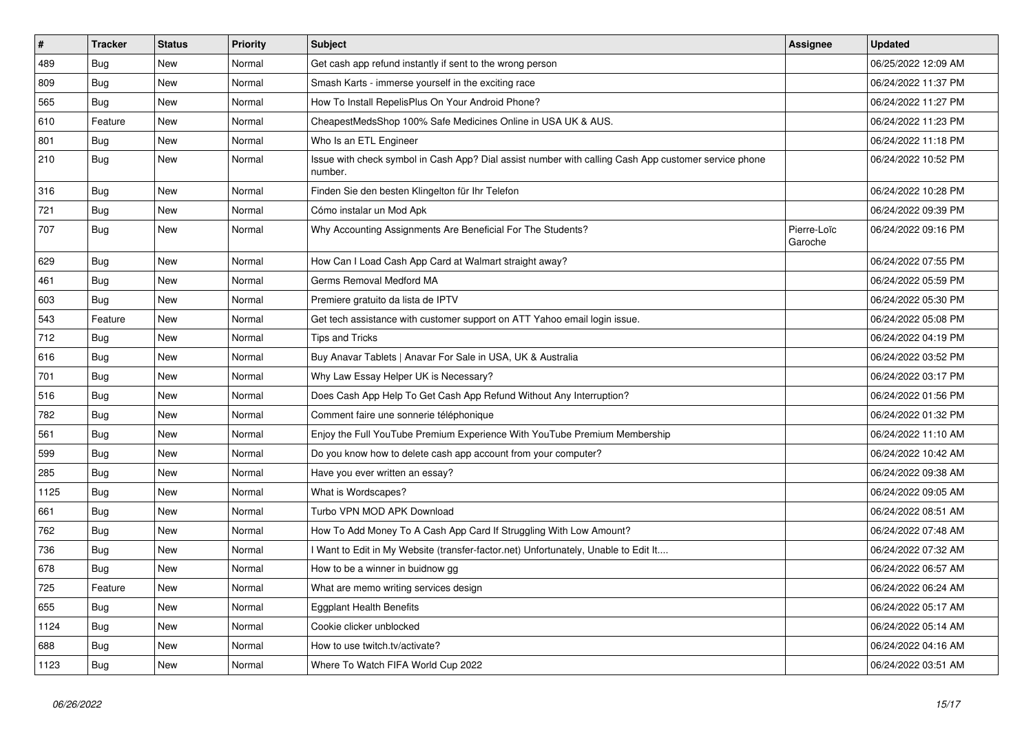| # | Tracker | Status | Priority | Subject | Assignee | Updated |
|---|---|---|---|---|---|---|
| 489 | Bug | New | Normal | Get cash app refund instantly if sent to the wrong person | | 06/25/2022 12:09 AM |
| 809 | Bug | New | Normal | Smash Karts - immerse yourself in the exciting race | | 06/24/2022 11:37 PM |
| 565 | Bug | New | Normal | How To Install RepelisPlus On Your Android Phone? | | 06/24/2022 11:27 PM |
| 610 | Feature | New | Normal | CheapestMedsShop 100% Safe Medicines Online in USA UK & AUS. | | 06/24/2022 11:23 PM |
| 801 | Bug | New | Normal | Who Is an ETL Engineer | | 06/24/2022 11:18 PM |
| 210 | Bug | New | Normal | Issue with check symbol in Cash App? Dial assist number with calling Cash App customer service phone number. | | 06/24/2022 10:52 PM |
| 316 | Bug | New | Normal | Finden Sie den besten Klingelton für Ihr Telefon | | 06/24/2022 10:28 PM |
| 721 | Bug | New | Normal | Cómo instalar un Mod Apk | | 06/24/2022 09:39 PM |
| 707 | Bug | New | Normal | Why Accounting Assignments Are Beneficial For The Students? | Pierre-Loïc Garoche | 06/24/2022 09:16 PM |
| 629 | Bug | New | Normal | How Can I Load Cash App Card at Walmart straight away? | | 06/24/2022 07:55 PM |
| 461 | Bug | New | Normal | Germs Removal Medford MA | | 06/24/2022 05:59 PM |
| 603 | Bug | New | Normal | Premiere gratuito da lista de IPTV | | 06/24/2022 05:30 PM |
| 543 | Feature | New | Normal | Get tech assistance with customer support on ATT Yahoo email login issue. | | 06/24/2022 05:08 PM |
| 712 | Bug | New | Normal | Tips and Tricks | | 06/24/2022 04:19 PM |
| 616 | Bug | New | Normal | Buy Anavar Tablets \| Anavar For Sale in USA, UK & Australia | | 06/24/2022 03:52 PM |
| 701 | Bug | New | Normal | Why Law Essay Helper UK is Necessary? | | 06/24/2022 03:17 PM |
| 516 | Bug | New | Normal | Does Cash App Help To Get Cash App Refund Without Any Interruption? | | 06/24/2022 01:56 PM |
| 782 | Bug | New | Normal | Comment faire une sonnerie téléphonique | | 06/24/2022 01:32 PM |
| 561 | Bug | New | Normal | Enjoy the Full YouTube Premium Experience With YouTube Premium Membership | | 06/24/2022 11:10 AM |
| 599 | Bug | New | Normal | Do you know how to delete cash app account from your computer? | | 06/24/2022 10:42 AM |
| 285 | Bug | New | Normal | Have you ever written an essay? | | 06/24/2022 09:38 AM |
| 1125 | Bug | New | Normal | What is Wordscapes? | | 06/24/2022 09:05 AM |
| 661 | Bug | New | Normal | Turbo VPN MOD APK Download | | 06/24/2022 08:51 AM |
| 762 | Bug | New | Normal | How To Add Money To A Cash App Card If Struggling With Low Amount? | | 06/24/2022 07:48 AM |
| 736 | Bug | New | Normal | I Want to Edit in My Website (transfer-factor.net) Unfortunately, Unable to Edit It.... | | 06/24/2022 07:32 AM |
| 678 | Bug | New | Normal | How to be a winner in buidnow gg | | 06/24/2022 06:57 AM |
| 725 | Feature | New | Normal | What are memo writing services design | | 06/24/2022 06:24 AM |
| 655 | Bug | New | Normal | Eggplant Health Benefits | | 06/24/2022 05:17 AM |
| 1124 | Bug | New | Normal | Cookie clicker unblocked | | 06/24/2022 05:14 AM |
| 688 | Bug | New | Normal | How to use twitch.tv/activate? | | 06/24/2022 04:16 AM |
| 1123 | Bug | New | Normal | Where To Watch FIFA World Cup 2022 | | 06/24/2022 03:51 AM |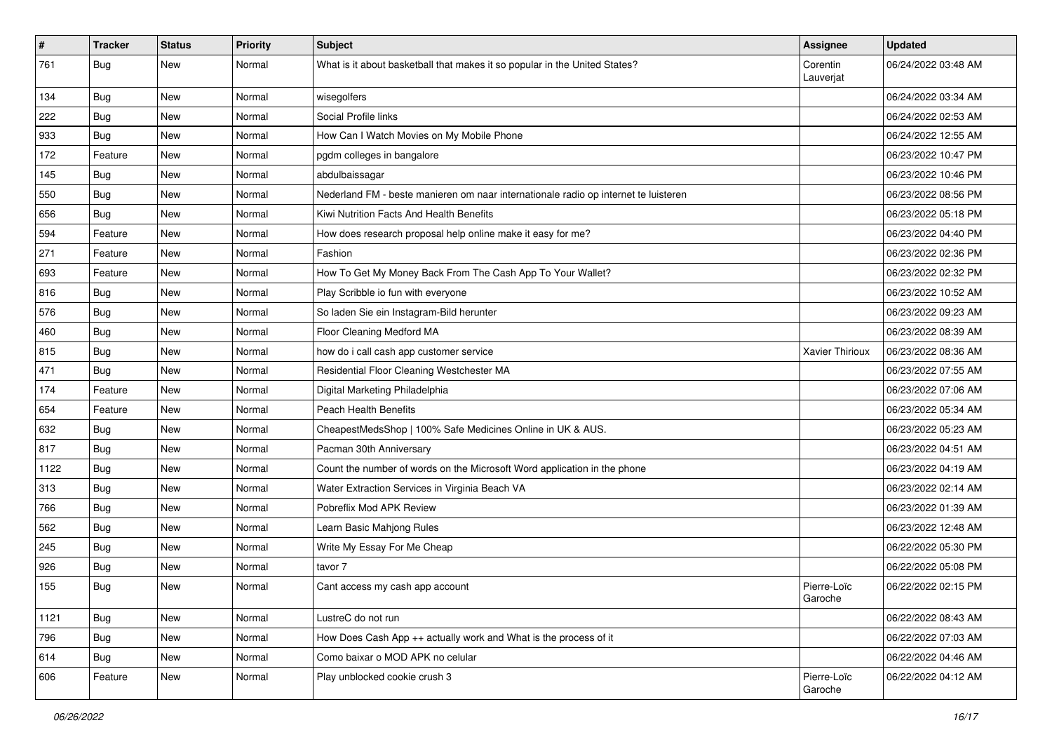| # | Tracker | Status | Priority | Subject | Assignee | Updated |
|---|---|---|---|---|---|---|
| 761 | Bug | New | Normal | What is it about basketball that makes it so popular in the United States? | Corentin Lauverjat | 06/24/2022 03:48 AM |
| 134 | Bug | New | Normal | wisegolfers | | 06/24/2022 03:34 AM |
| 222 | Bug | New | Normal | Social Profile links | | 06/24/2022 02:53 AM |
| 933 | Bug | New | Normal | How Can I Watch Movies on My Mobile Phone | | 06/24/2022 12:55 AM |
| 172 | Feature | New | Normal | pgdm colleges in bangalore | | 06/23/2022 10:47 PM |
| 145 | Bug | New | Normal | abdulbaissagar | | 06/23/2022 10:46 PM |
| 550 | Bug | New | Normal | Nederland FM - beste manieren om naar internationale radio op internet te luisteren | | 06/23/2022 08:56 PM |
| 656 | Bug | New | Normal | Kiwi Nutrition Facts And Health Benefits | | 06/23/2022 05:18 PM |
| 594 | Feature | New | Normal | How does research proposal help online make it easy for me? | | 06/23/2022 04:40 PM |
| 271 | Feature | New | Normal | Fashion | | 06/23/2022 02:36 PM |
| 693 | Feature | New | Normal | How To Get My Money Back From The Cash App To Your Wallet? | | 06/23/2022 02:32 PM |
| 816 | Bug | New | Normal | Play Scribble io fun with everyone | | 06/23/2022 10:52 AM |
| 576 | Bug | New | Normal | So laden Sie ein Instagram-Bild herunter | | 06/23/2022 09:23 AM |
| 460 | Bug | New | Normal | Floor Cleaning Medford MA | | 06/23/2022 08:39 AM |
| 815 | Bug | New | Normal | how do i call cash app customer service | Xavier Thirioux | 06/23/2022 08:36 AM |
| 471 | Bug | New | Normal | Residential Floor Cleaning Westchester MA | | 06/23/2022 07:55 AM |
| 174 | Feature | New | Normal | Digital Marketing Philadelphia | | 06/23/2022 07:06 AM |
| 654 | Feature | New | Normal | Peach Health Benefits | | 06/23/2022 05:34 AM |
| 632 | Bug | New | Normal | CheapestMedsShop \| 100% Safe Medicines Online in UK & AUS. | | 06/23/2022 05:23 AM |
| 817 | Bug | New | Normal | Pacman 30th Anniversary | | 06/23/2022 04:51 AM |
| 1122 | Bug | New | Normal | Count the number of words on the Microsoft Word application in the phone | | 06/23/2022 04:19 AM |
| 313 | Bug | New | Normal | Water Extraction Services in Virginia Beach VA | | 06/23/2022 02:14 AM |
| 766 | Bug | New | Normal | Pobreflix Mod APK Review | | 06/23/2022 01:39 AM |
| 562 | Bug | New | Normal | Learn Basic Mahjong Rules | | 06/23/2022 12:48 AM |
| 245 | Bug | New | Normal | Write My Essay For Me Cheap | | 06/22/2022 05:30 PM |
| 926 | Bug | New | Normal | tavor 7 | | 06/22/2022 05:08 PM |
| 155 | Bug | New | Normal | Cant access my cash app account | Pierre-Loïc Garoche | 06/22/2022 02:15 PM |
| 1121 | Bug | New | Normal | LustreC do not run | | 06/22/2022 08:43 AM |
| 796 | Bug | New | Normal | How Does Cash App ++ actually work and What is the process of it | | 06/22/2022 07:03 AM |
| 614 | Bug | New | Normal | Como baixar o MOD APK no celular | | 06/22/2022 04:46 AM |
| 606 | Feature | New | Normal | Play unblocked cookie crush 3 | Pierre-Loïc Garoche | 06/22/2022 04:12 AM |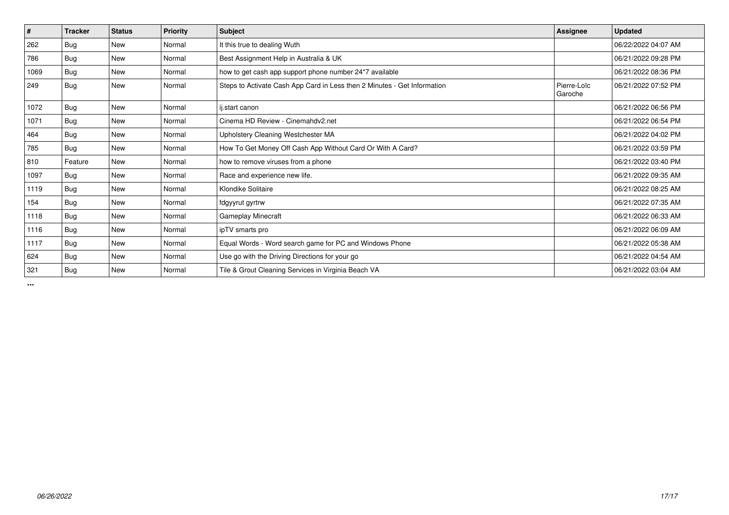| # | Tracker | Status | Priority | Subject | Assignee | Updated |
| --- | --- | --- | --- | --- | --- | --- |
| 262 | Bug | New | Normal | It this true to dealing Wuth | | 06/22/2022 04:07 AM |
| 786 | Bug | New | Normal | Best Assignment Help in Australia & UK | | 06/21/2022 09:28 PM |
| 1069 | Bug | New | Normal | how to get cash app support phone number 24*7 available | | 06/21/2022 08:36 PM |
| 249 | Bug | New | Normal | Steps to Activate Cash App Card in Less then 2 Minutes - Get Information | Pierre-Loïc Garoche | 06/21/2022 07:52 PM |
| 1072 | Bug | New | Normal | ij.start canon | | 06/21/2022 06:56 PM |
| 1071 | Bug | New | Normal | Cinema HD Review - Cinemahdv2.net | | 06/21/2022 06:54 PM |
| 464 | Bug | New | Normal | Upholstery Cleaning Westchester MA | | 06/21/2022 04:02 PM |
| 785 | Bug | New | Normal | How To Get Money Off Cash App Without Card Or With A Card? | | 06/21/2022 03:59 PM |
| 810 | Feature | New | Normal | how to remove viruses from a phone | | 06/21/2022 03:40 PM |
| 1097 | Bug | New | Normal | Race and experience new life. | | 06/21/2022 09:35 AM |
| 1119 | Bug | New | Normal | Klondike Solitaire | | 06/21/2022 08:25 AM |
| 154 | Bug | New | Normal | fdgyyrut gyrtrw | | 06/21/2022 07:35 AM |
| 1118 | Bug | New | Normal | Gameplay Minecraft | | 06/21/2022 06:33 AM |
| 1116 | Bug | New | Normal | ipTV smarts pro | | 06/21/2022 06:09 AM |
| 1117 | Bug | New | Normal | Equal Words - Word search game for PC and Windows Phone | | 06/21/2022 05:38 AM |
| 624 | Bug | New | Normal | Use go with the Driving Directions for your go | | 06/21/2022 04:54 AM |
| 321 | Bug | New | Normal | Tile & Grout Cleaning Services in Virginia Beach VA | | 06/21/2022 03:04 AM |

...